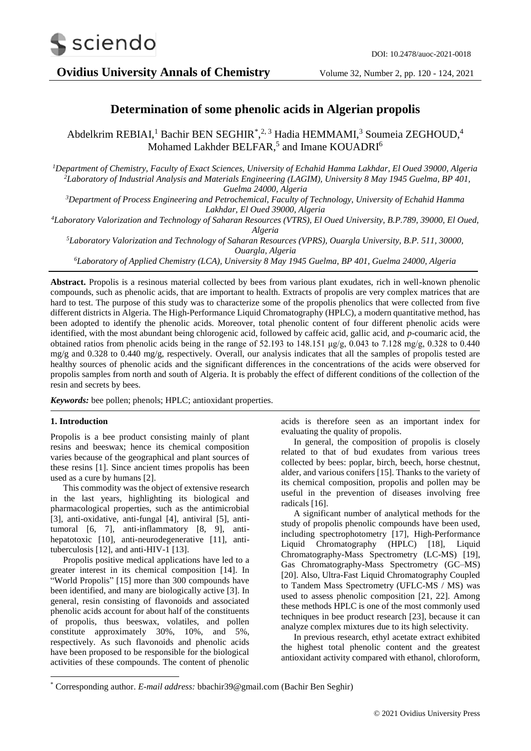# Determination of some phenolic acids in Algerian propolis

Abdelkrim REBIAI,[1] Bachir BEN SEGHIR*,[2,3] Hadia HEMMAMI,[3] Soumeia ZEGHOUD,[4] Mohamed Lakhder BELFAR,[5] and Imane KOUADRI[6]

[1]Department of Chemistry, Faculty of Exact Sciences, University of Echahid Hamma Lakhdar, El Oued 39000, Algeria
[2]Laboratory of Industrial Analysis and Materials Engineering (LAGIM), University 8 May 1945 Guelma, BP 401, Guelma 24000, Algeria
[3]Department of Process Engineering and Petrochemical, Faculty of Technology, University of Echahid Hamma Lakhdar, El Oued 39000, Algeria
[4]Laboratory Valorization and Technology of Saharan Resources (VTRS), El Oued University, B.P.789, 39000, El Oued, Algeria
[5]Laboratory Valorization and Technology of Saharan Resources (VPRS), Ouargla University, B.P. 511, 30000, Ouargla, Algeria
[6]Laboratory of Applied Chemistry (LCA), University 8 May 1945 Guelma, BP 401, Guelma 24000, Algeria

**Abstract.** Propolis is a resinous material collected by bees from various plant exudates, rich in well-known phenolic compounds, such as phenolic acids, that are important to health. Extracts of propolis are very complex matrices that are hard to test. The purpose of this study was to characterize some of the propolis phenolics that were collected from five different districts in Algeria. The High-Performance Liquid Chromatography (HPLC), a modern quantitative method, has been adopted to identify the phenolic acids. Moreover, total phenolic content of four different phenolic acids were identified, with the most abundant being chlorogenic acid, followed by caffeic acid, gallic acid, and *p*-coumaric acid, the obtained ratios from phenolic acids being in the range of 52.193 to 148.151 µg/g, 0.043 to 7.128 mg/g, 0.328 to 0.440 mg/g and 0.328 to 0.440 mg/g, respectively. Overall, our analysis indicates that all the samples of propolis tested are healthy sources of phenolic acids and the significant differences in the concentrations of the acids were observed for propolis samples from north and south of Algeria. It is probably the effect of different conditions of the collection of the resin and secrets by bees.

***Keywords:*** bee pollen; phenols; HPLC; antioxidant properties.

## 1. Introduction

Propolis is a bee product consisting mainly of plant resins and beeswax; hence its chemical composition varies because of the geographical and plant sources of these resins [1]. Since ancient times propolis has been used as a cure by humans [2].

This commodity was the object of extensive research in the last years, highlighting its biological and pharmacological properties, such as the antimicrobial [3], anti-oxidative, anti-fungal [4], antiviral [5], anti-tumoral [6, 7], anti-inflammatory [8, 9], anti-hepatotoxic [10], anti-neurodegenerative [11], anti-tuberculosis [12], and anti-HIV-1 [13].

Propolis positive medical applications have led to a greater interest in its chemical composition [14]. In "World Propolis" [15] more than 300 compounds have been identified, and many are biologically active [3]. In general, resin consisting of flavonoids and associated phenolic acids account for about half of the constituents of propolis, thus beeswax, volatiles, and pollen constitute approximately 30%, 10%, and 5%, respectively. As such flavonoids and phenolic acids have been proposed to be responsible for the biological activities of these compounds. The content of phenolic acids is therefore seen as an important index for evaluating the quality of propolis.

In general, the composition of propolis is closely related to that of bud exudates from various trees collected by bees: poplar, birch, beech, horse chestnut, alder, and various conifers [15]. Thanks to the variety of its chemical composition, propolis and pollen may be useful in the prevention of diseases involving free radicals [16].

A significant number of analytical methods for the study of propolis phenolic compounds have been used, including spectrophotometry [17], High-Performance Liquid Chromatography (HPLC) [18], Liquid Chromatography-Mass Spectrometry (LC-MS) [19], Gas Chromatography-Mass Spectrometry (GC–MS) [20]. Also, Ultra-Fast Liquid Chromatography Coupled to Tandem Mass Spectrometry (UFLC-MS / MS) was used to assess phenolic composition [21, 22]. Among these methods HPLC is one of the most commonly used techniques in bee product research [23], because it can analyze complex mixtures due to its high selectivity.

In previous research, ethyl acetate extract exhibited the highest total phenolic content and the greatest antioxidant activity compared with ethanol, chloroform,

* Corresponding author. *E-mail address:* bbachir39@gmail.com (Bachir Ben Seghir)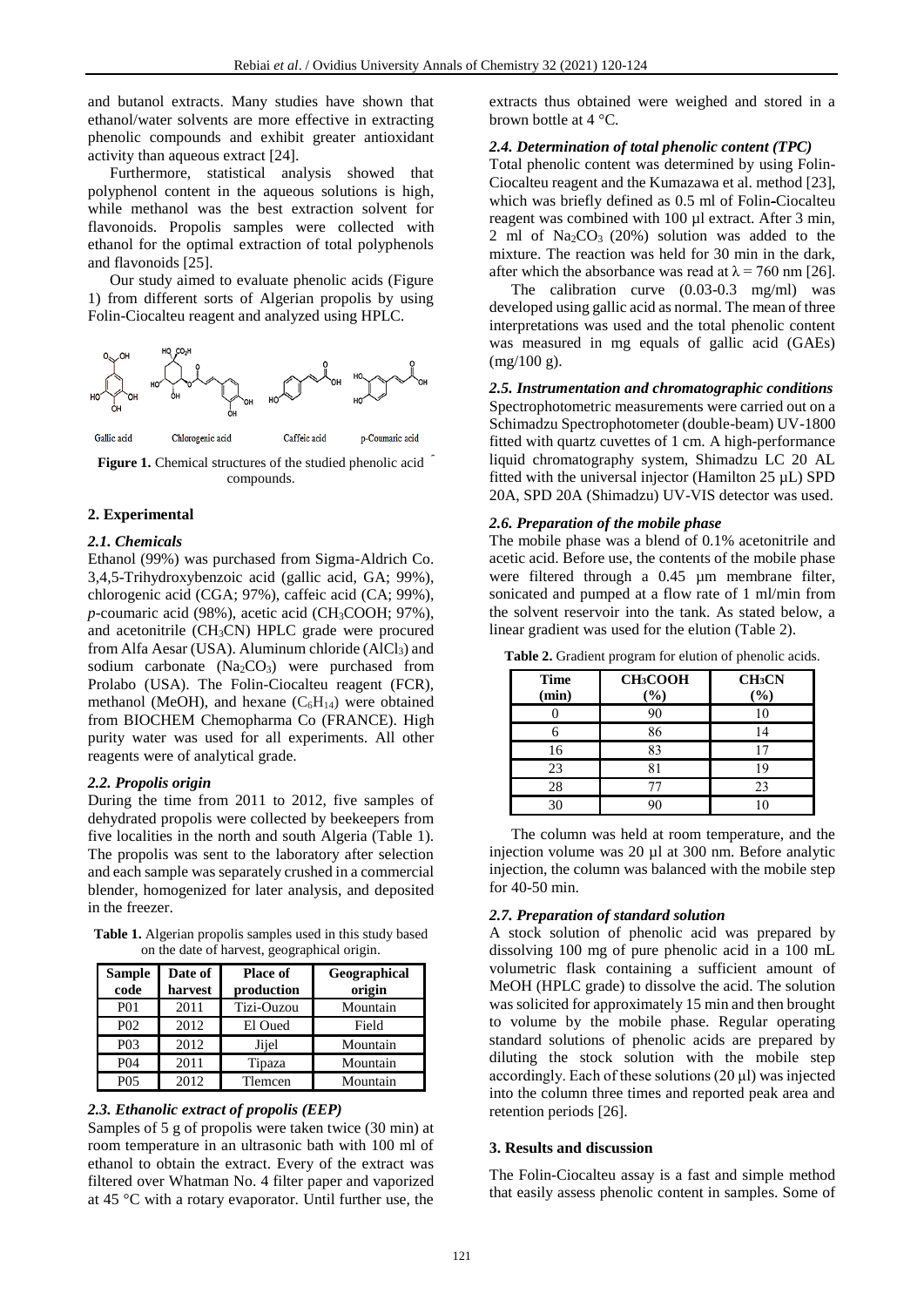and butanol extracts. Many studies have shown that ethanol/water solvents are more effective in extracting phenolic compounds and exhibit greater antioxidant activity than aqueous extract [24].

Furthermore, statistical analysis showed that polyphenol content in the aqueous solutions is high, while methanol was the best extraction solvent for flavonoids. Propolis samples were collected with ethanol for the optimal extraction of total polyphenols and flavonoids [25].

Our study aimed to evaluate phenolic acids (Figure 1) from different sorts of Algerian propolis by using Folin-Ciocalteu reagent and analyzed using HPLC.

Gallic acid    Chlorogenic acid    Caffeic acid    p-Coumaric acid

**Figure 1.** Chemical structures of the studied phenolic acid compounds.

## 2. Experimental

### *2.1. Chemicals*

Ethanol (99%) was purchased from Sigma-Aldrich Co. 3,4,5-Trihydroxybenzoic acid (gallic acid, GA; 99%), chlorogenic acid (CGA; 97%), caffeic acid (CA; 99%), *p*-coumaric acid (98%), acetic acid ($CH_3COOH$; 97%), and acetonitrile ($CH_3CN$) HPLC grade were procured from Alfa Aesar (USA). Aluminum chloride ($AlCl_3$) and sodium carbonate ($Na_2CO_3$) were purchased from Prolabo (USA). The Folin-Ciocalteu reagent (FCR), methanol (MeOH), and hexane ($C_6H_{14}$) were obtained from BIOCHEM Chemopharma Co (FRANCE). High purity water was used for all experiments. All other reagents were of analytical grade.

### *2.2. Propolis origin*

During the time from 2011 to 2012, five samples of dehydrated propolis were collected by beekeepers from five localities in the north and south Algeria (Table 1). The propolis was sent to the laboratory after selection and each sample was separately crushed in a commercial blender, homogenized for later analysis, and deposited in the freezer.

**Table 1.** Algerian propolis samples used in this study based on the date of harvest, geographical origin.

| Sample code | Date of harvest | Place of production | Geographical origin |
|---|---|---|---|
| P01 | 2011 | Tizi-Ouzou | Mountain |
| P02 | 2012 | El Oued | Field |
| P03 | 2012 | Jijel | Mountain |
| P04 | 2011 | Tipaza | Mountain |
| P05 | 2012 | Tlemcen | Mountain |

### *2.3. Ethanolic extract of propolis (EEP)*

Samples of 5 g of propolis were taken twice (30 min) at room temperature in an ultrasonic bath with 100 ml of ethanol to obtain the extract. Every of the extract was filtered over Whatman No. 4 filter paper and vaporized at 45 °C with a rotary evaporator. Until further use, the extracts thus obtained were weighed and stored in a brown bottle at 4 °C.

### *2.4. Determination of total phenolic content (TPC)*

Total phenolic content was determined by using Folin-Ciocalteu reagent and the Kumazawa et al. method [23], which was briefly defined as 0.5 ml of Folin-Ciocalteu reagent was combined with 100 µl extract. After 3 min, 2 ml of $Na_2CO_3$ (20%) solution was added to the mixture. The reaction was held for 30 min in the dark, after which the absorbance was read at $\lambda = 760$ nm [26].

The calibration curve (0.03-0.3 mg/ml) was developed using gallic acid as normal. The mean of three interpretations was used and the total phenolic content was measured in mg equals of gallic acid (GAEs) (mg/100 g).

### *2.5. Instrumentation and chromatographic conditions*

Spectrophotometric measurements were carried out on a Schimadzu Spectrophotometer (double-beam) UV-1800 fitted with quartz cuvettes of 1 cm. A high-performance liquid chromatography system, Shimadzu LC 20 AL fitted with the universal injector (Hamilton 25 µL) SPD 20A, SPD 20A (Shimadzu) UV-VIS detector was used.

### *2.6. Preparation of the mobile phase*

The mobile phase was a blend of 0.1% acetonitrile and acetic acid. Before use, the contents of the mobile phase were filtered through a 0.45 µm membrane filter, sonicated and pumped at a flow rate of 1 ml/min from the solvent reservoir into the tank. As stated below, a linear gradient was used for the elution (Table 2).

**Table 2.** Gradient program for elution of phenolic acids.

| Time (min) | $CH_3COOH$ (%) | $CH_3CN$ (%) |
|---|---|---|
| 0 | 90 | 10 |
| 6 | 86 | 14 |
| 16 | 83 | 17 |
| 23 | 81 | 19 |
| 28 | 77 | 23 |
| 30 | 90 | 10 |

The column was held at room temperature, and the injection volume was 20 µl at 300 nm. Before analytic injection, the column was balanced with the mobile step for 40-50 min.

### *2.7. Preparation of standard solution*

A stock solution of phenolic acid was prepared by dissolving 100 mg of pure phenolic acid in a 100 mL volumetric flask containing a sufficient amount of MeOH (HPLC grade) to dissolve the acid. The solution was solicited for approximately 15 min and then brought to volume by the mobile phase. Regular operating standard solutions of phenolic acids are prepared by diluting the stock solution with the mobile step accordingly. Each of these solutions (20 µl) was injected into the column three times and reported peak area and retention periods [26].

## 3. Results and discussion

The Folin-Ciocalteu assay is a fast and simple method that easily assess phenolic content in samples. Some of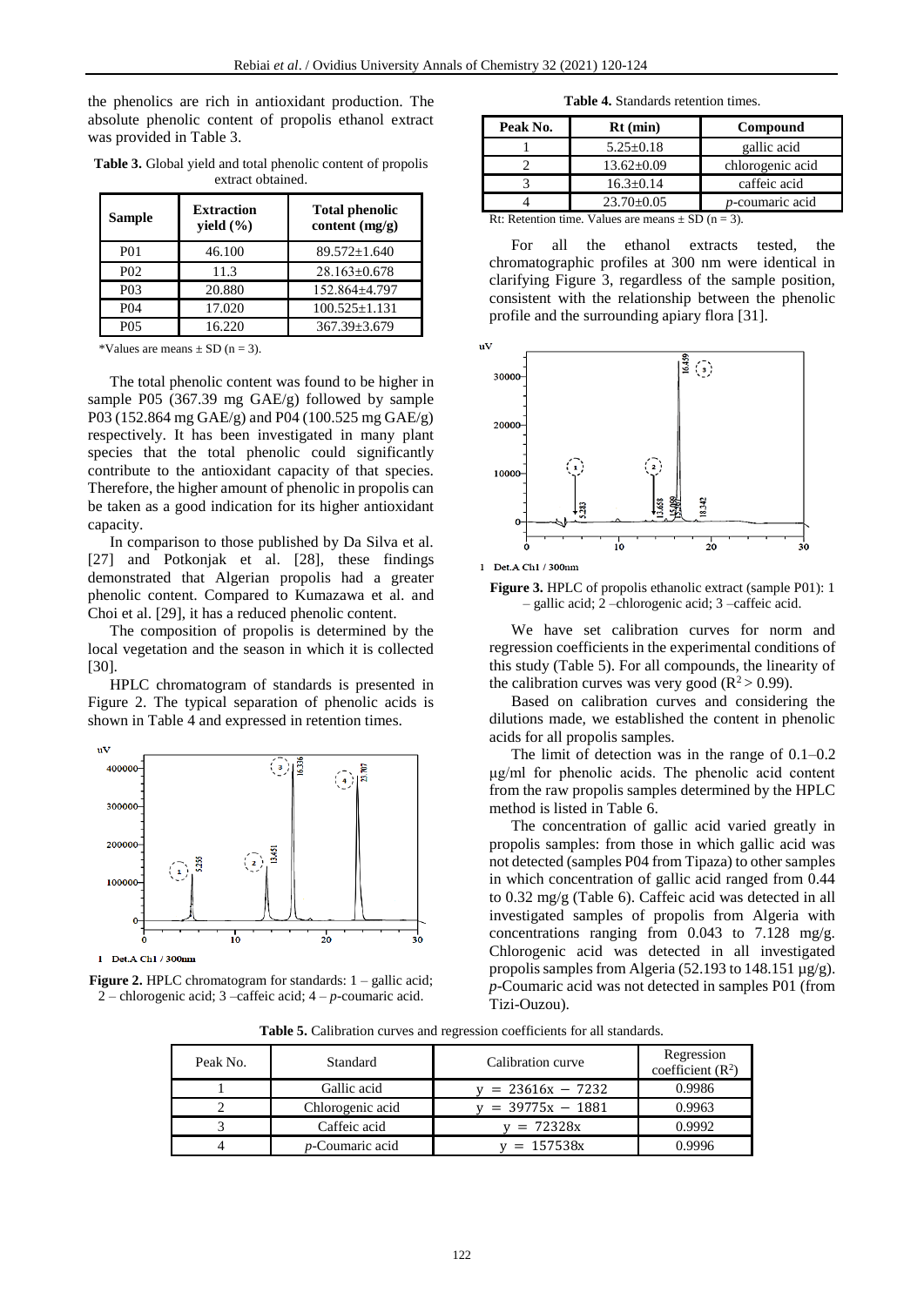the phenolics are rich in antioxidant production. The absolute phenolic content of propolis ethanol extract was provided in Table 3.

**Table 3.** Global yield and total phenolic content of propolis extract obtained.

| Sample | Extraction yield (%) | Total phenolic content (mg/g) |
|---|---|---|
| P01 | 46.100 | 89.572±1.640 |
| P02 | 11.3 | 28.163±0.678 |
| P03 | 20.880 | 152.864±4.797 |
| P04 | 17.020 | 100.525±1.131 |
| P05 | 16.220 | 367.39±3.679 |

*Values are means ± SD (n = 3).

The total phenolic content was found to be higher in sample P05 (367.39 mg GAE/g) followed by sample P03 (152.864 mg GAE/g) and P04 (100.525 mg GAE/g) respectively. It has been investigated in many plant species that the total phenolic could significantly contribute to the antioxidant capacity of that species. Therefore, the higher amount of phenolic in propolis can be taken as a good indication for its higher antioxidant capacity.

In comparison to those published by Da Silva et al. [27] and Potkonjak et al. [28], these findings demonstrated that Algerian propolis had a greater phenolic content. Compared to Kumazawa et al. and Choi et al. [29], it has a reduced phenolic content.

The composition of propolis is determined by the local vegetation and the season in which it is collected [30].

HPLC chromatogram of standards is presented in Figure 2. The typical separation of phenolic acids is shown in Table 4 and expressed in retention times.

Figure 2. HPLC chromatogram for standards: 1 – gallic acid; 2 – chlorogenic acid; 3 –caffeic acid; 4 – *p*-coumaric acid.

**Table 4.** Standards retention times.

| Peak No. | Rt (min) | Compound |
|---|---|---|
| 1 | 5.25±0.18 | gallic acid |
| 2 | 13.62±0.09 | chlorogenic acid |
| 3 | 16.3±0.14 | caffeic acid |
| 4 | 23.70±0.05 | *p*-coumaric acid |

Rt: Retention time. Values are means ± SD (n = 3).

For all the ethanol extracts tested, the chromatographic profiles at 300 nm were identical in clarifying Figure 3, regardless of the sample position, consistent with the relationship between the phenolic profile and the surrounding apiary flora [31].

**Figure 3.** HPLC of propolis ethanolic extract (sample P01): 1 – gallic acid; 2 –chlorogenic acid; 3 –caffeic acid.

We have set calibration curves for norm and regression coefficients in the experimental conditions of this study (Table 5). For all compounds, the linearity of the calibration curves was very good ($R^2 > 0.99$).

Based on calibration curves and considering the dilutions made, we established the content in phenolic acids for all propolis samples.

The limit of detection was in the range of 0.1–0.2 µg/ml for phenolic acids. The phenolic acid content from the raw propolis samples determined by the HPLC method is listed in Table 6.

The concentration of gallic acid varied greatly in propolis samples: from those in which gallic acid was not detected (samples P04 from Tipaza) to other samples in which concentration of gallic acid ranged from 0.44 to 0.32 mg/g (Table 6). Caffeic acid was detected in all investigated samples of propolis from Algeria with concentrations ranging from 0.043 to 7.128 mg/g. Chlorogenic acid was detected in all investigated propolis samples from Algeria (52.193 to 148.151 µg/g). *p*-Coumaric acid was not detected in samples P01 (from Tizi-Ouzou).

**Table 5.** Calibration curves and regression coefficients for all standards.

| Peak No. | Standard | Calibration curve | Regression coefficient ($R^2$) |
|---|---|---|---|
| 1 | Gallic acid | $y = 23616x - 7232$ | 0.9986 |
| 2 | Chlorogenic acid | $y = 39775x - 1881$ | 0.9963 |
| 3 | Caffeic acid | $y = 72328x$ | 0.9992 |
| 4 | *p*-Coumaric acid | $y = 157538x$ | 0.9996 |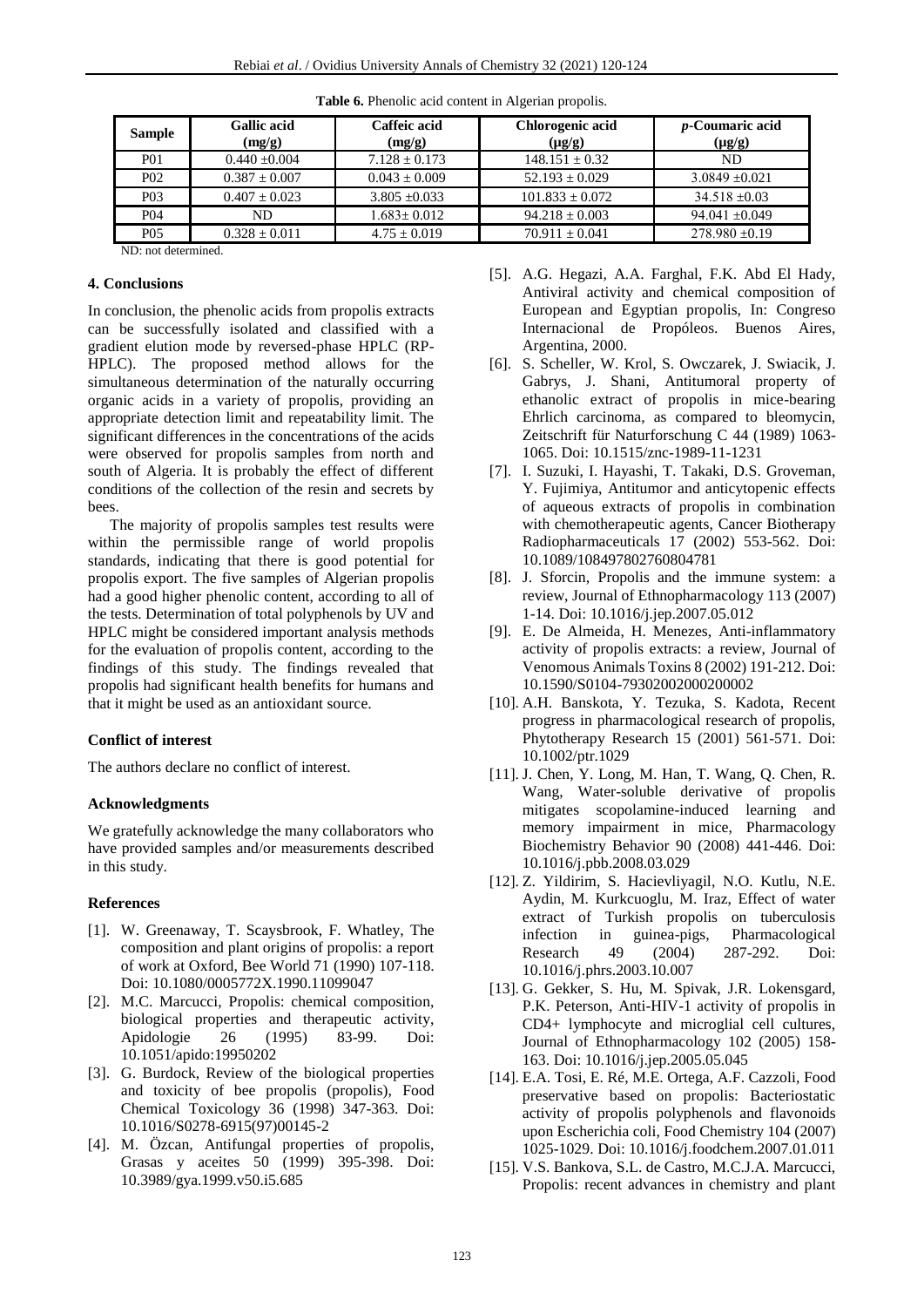**Table 6.** Phenolic acid content in Algerian propolis.

| Sample | Gallic acid (mg/g) | Caffeic acid (mg/g) | Chlorogenic acid (μg/g) | *p*-Coumaric acid (μg/g) |
|---|---|---|---|---|
| P01 | 0.440 ±0.004 | 7.128 ± 0.173 | 148.151 ± 0.32 | ND |
| P02 | 0.387 ± 0.007 | 0.043 ± 0.009 | 52.193 ± 0.029 | 3.0849 ±0.021 |
| P03 | 0.407 ± 0.023 | 3.805 ±0.033 | 101.833 ± 0.072 | 34.518 ±0.03 |
| P04 | ND | 1.683± 0.012 | 94.218 ± 0.003 | 94.041 ±0.049 |
| P05 | 0.328 ± 0.011 | 4.75 ± 0.019 | 70.911 ± 0.041 | 278.980 ±0.19 |

ND: not determined.

## 4. Conclusions

In conclusion, the phenolic acids from propolis extracts can be successfully isolated and classified with a gradient elution mode by reversed-phase HPLC (RP-HPLC). The proposed method allows for the simultaneous determination of the naturally occurring organic acids in a variety of propolis, providing an appropriate detection limit and repeatability limit. The significant differences in the concentrations of the acids were observed for propolis samples from north and south of Algeria. It is probably the effect of different conditions of the collection of the resin and secrets by bees.

The majority of propolis samples test results were within the permissible range of world propolis standards, indicating that there is good potential for propolis export. The five samples of Algerian propolis had a good higher phenolic content, according to all of the tests. Determination of total polyphenols by UV and HPLC might be considered important analysis methods for the evaluation of propolis content, according to the findings of this study. The findings revealed that propolis had significant health benefits for humans and that it might be used as an antioxidant source.

## Conflict of interest

The authors declare no conflict of interest.

## Acknowledgments

We gratefully acknowledge the many collaborators who have provided samples and/or measurements described in this study.

## References

[1]. W. Greenaway, T. Scaysbrook, F. Whatley, The composition and plant origins of propolis: a report of work at Oxford, Bee World 71 (1990) 107-118. Doi: 10.1080/0005772X.1990.11099047

[2]. M.C. Marcucci, Propolis: chemical composition, biological properties and therapeutic activity, Apidologie 26 (1995) 83-99. Doi: 10.1051/apido:19950202

[3]. G. Burdock, Review of the biological properties and toxicity of bee propolis (propolis), Food Chemical Toxicology 36 (1998) 347-363. Doi: 10.1016/S0278-6915(97)00145-2

[4]. M. Özcan, Antifungal properties of propolis, Grasas y aceites 50 (1999) 395-398. Doi: 10.3989/gya.1999.v50.i5.685

[5]. A.G. Hegazi, A.A. Farghal, F.K. Abd El Hady, Antiviral activity and chemical composition of European and Egyptian propolis, In: Congreso Internacional de Propóleos. Buenos Aires, Argentina, 2000.

[6]. S. Scheller, W. Krol, S. Owczarek, J. Swiacik, J. Gabrys, J. Shani, Antitumoral property of ethanolic extract of propolis in mice-bearing Ehrlich carcinoma, as compared to bleomycin, Zeitschrift für Naturforschung C 44 (1989) 1063-1065. Doi: 10.1515/znc-1989-11-1231

[7]. I. Suzuki, I. Hayashi, T. Takaki, D.S. Groveman, Y. Fujimiya, Antitumor and anticytopenic effects of aqueous extracts of propolis in combination with chemotherapeutic agents, Cancer Biotherapy Radiopharmaceuticals 17 (2002) 553-562. Doi: 10.1089/108497802760804781

[8]. J. Sforcin, Propolis and the immune system: a review, Journal of Ethnopharmacology 113 (2007) 1-14. Doi: 10.1016/j.jep.2007.05.012

[9]. E. De Almeida, H. Menezes, Anti-inflammatory activity of propolis extracts: a review, Journal of Venomous Animals Toxins 8 (2002) 191-212. Doi: 10.1590/S0104-79302002000200002

[10]. A.H. Banskota, Y. Tezuka, S. Kadota, Recent progress in pharmacological research of propolis, Phytotherapy Research 15 (2001) 561-571. Doi: 10.1002/ptr.1029

[11]. J. Chen, Y. Long, M. Han, T. Wang, Q. Chen, R. Wang, Water-soluble derivative of propolis mitigates scopolamine-induced learning and memory impairment in mice, Pharmacology Biochemistry Behavior 90 (2008) 441-446. Doi: 10.1016/j.pbb.2008.03.029

[12]. Z. Yildirim, S. Hacievliyagil, N.O. Kutlu, N.E. Aydin, M. Kurkcuoglu, M. Iraz, Effect of water extract of Turkish propolis on tuberculosis infection in guinea-pigs, Pharmacological Research 49 (2004) 287-292. Doi: 10.1016/j.phrs.2003.10.007

[13]. G. Gekker, S. Hu, M. Spivak, J.R. Lokensgard, P.K. Peterson, Anti-HIV-1 activity of propolis in CD4+ lymphocyte and microglial cell cultures, Journal of Ethnopharmacology 102 (2005) 158-163. Doi: 10.1016/j.jep.2005.05.045

[14]. E.A. Tosi, E. Ré, M.E. Ortega, A.F. Cazzoli, Food preservative based on propolis: Bacteriostatic activity of propolis polyphenols and flavonoids upon Escherichia coli, Food Chemistry 104 (2007) 1025-1029. Doi: 10.1016/j.foodchem.2007.01.011

[15]. V.S. Bankova, S.L. de Castro, M.C.J.A. Marcucci, Propolis: recent advances in chemistry and plant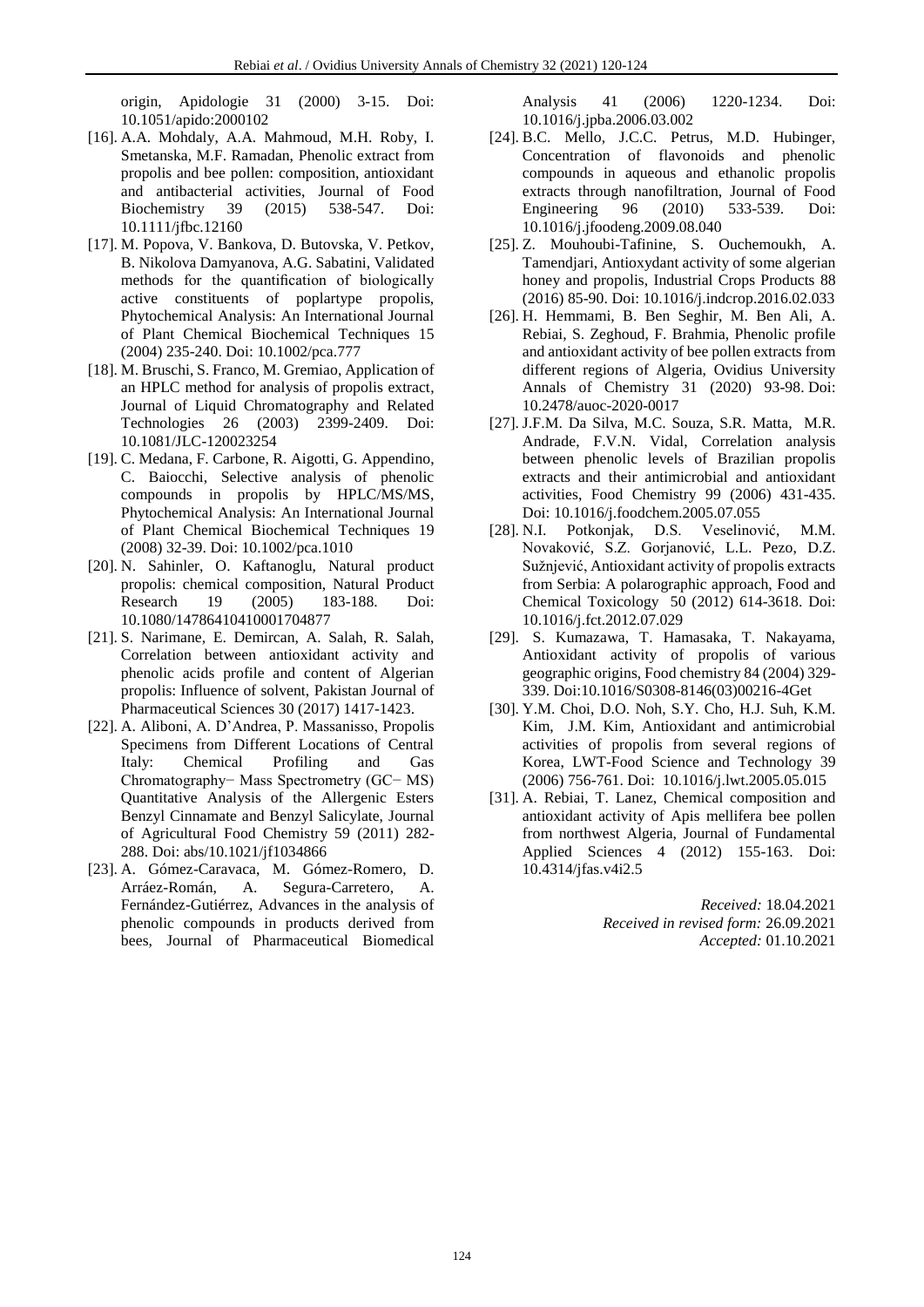origin, Apidologie 31 (2000) 3-15. Doi: 10.1051/apido:2000102

[16]. A.A. Mohdaly, A.A. Mahmoud, M.H. Roby, I. Smetanska, M.F. Ramadan, Phenolic extract from propolis and bee pollen: composition, antioxidant and antibacterial activities, Journal of Food Biochemistry 39 (2015) 538-547. Doi: 10.1111/jfbc.12160

[17]. M. Popova, V. Bankova, D. Butovska, V. Petkov, B. Nikolova Damyanova, A.G. Sabatini, Validated methods for the quantification of biologically active constituents of poplartype propolis, Phytochemical Analysis: An International Journal of Plant Chemical Biochemical Techniques 15 (2004) 235-240. Doi: 10.1002/pca.777

[18]. M. Bruschi, S. Franco, M. Gremiao, Application of an HPLC method for analysis of propolis extract, Journal of Liquid Chromatography and Related Technologies 26 (2003) 2399-2409. Doi: 10.1081/JLC-120023254

[19]. C. Medana, F. Carbone, R. Aigotti, G. Appendino, C. Baiocchi, Selective analysis of phenolic compounds in propolis by HPLC/MS/MS, Phytochemical Analysis: An International Journal of Plant Chemical Biochemical Techniques 19 (2008) 32-39. Doi: 10.1002/pca.1010

[20]. N. Sahinler, O. Kaftanoglu, Natural product propolis: chemical composition, Natural Product Research 19 (2005) 183-188. Doi: 10.1080/14786410410001704877

[21]. S. Narimane, E. Demircan, A. Salah, R. Salah, Correlation between antioxidant activity and phenolic acids profile and content of Algerian propolis: Influence of solvent, Pakistan Journal of Pharmaceutical Sciences 30 (2017) 1417-1423.

[22]. A. Aliboni, A. D'Andrea, P. Massanisso, Propolis Specimens from Different Locations of Central Italy: Chemical Profiling and Gas Chromatography− Mass Spectrometry (GC− MS) Quantitative Analysis of the Allergenic Esters Benzyl Cinnamate and Benzyl Salicylate, Journal of Agricultural Food Chemistry 59 (2011) 282-288. Doi: abs/10.1021/jf1034866

[23]. A. Gómez-Caravaca, M. Gómez-Romero, D. Arráez-Román, A. Segura-Carretero, A. Fernández-Gutiérrez, Advances in the analysis of phenolic compounds in products derived from bees, Journal of Pharmaceutical Biomedical Analysis 41 (2006) 1220-1234. Doi: 10.1016/j.jpba.2006.03.002

[24]. B.C. Mello, J.C.C. Petrus, M.D. Hubinger, Concentration of flavonoids and phenolic compounds in aqueous and ethanolic propolis extracts through nanofiltration, Journal of Food Engineering 96 (2010) 533-539. Doi: 10.1016/j.jfoodeng.2009.08.040

[25]. Z. Mouhoubi-Tafinine, S. Ouchemoukh, A. Tamendjari, Antioxydant activity of some algerian honey and propolis, Industrial Crops Products 88 (2016) 85-90. Doi: 10.1016/j.indcrop.2016.02.033

[26]. H. Hemmami, B. Ben Seghir, M. Ben Ali, A. Rebiai, S. Zeghoud, F. Brahmia, Phenolic profile and antioxidant activity of bee pollen extracts from different regions of Algeria, Ovidius University Annals of Chemistry 31 (2020) 93-98. Doi: 10.2478/auoc-2020-0017

[27]. J.F.M. Da Silva, M.C. Souza, S.R. Matta, M.R. Andrade, F.V.N. Vidal, Correlation analysis between phenolic levels of Brazilian propolis extracts and their antimicrobial and antioxidant activities, Food Chemistry 99 (2006) 431-435. Doi: 10.1016/j.foodchem.2005.07.055

[28]. N.I. Potkonjak, D.S. Veselinović, M.M. Novaković, S.Z. Gorjanović, L.L. Pezo, D.Z. Sužnjević, Antioxidant activity of propolis extracts from Serbia: A polarographic approach, Food and Chemical Toxicology 50 (2012) 614-3618. Doi: 10.1016/j.fct.2012.07.029

[29]. S. Kumazawa, T. Hamasaka, T. Nakayama, Antioxidant activity of propolis of various geographic origins, Food chemistry 84 (2004) 329-339. Doi:10.1016/S0308-8146(03)00216-4Get

[30]. Y.M. Choi, D.O. Noh, S.Y. Cho, H.J. Suh, K.M. Kim, J.M. Kim, Antioxidant and antimicrobial activities of propolis from several regions of Korea, LWT-Food Science and Technology 39 (2006) 756-761. Doi: 10.1016/j.lwt.2005.05.015

[31]. A. Rebiai, T. Lanez, Chemical composition and antioxidant activity of Apis mellifera bee pollen from northwest Algeria, Journal of Fundamental Applied Sciences 4 (2012) 155-163. Doi: 10.4314/jfas.v4i2.5

*Received:* 18.04.2021
*Received in revised form:* 26.09.2021
*Accepted:* 01.10.2021